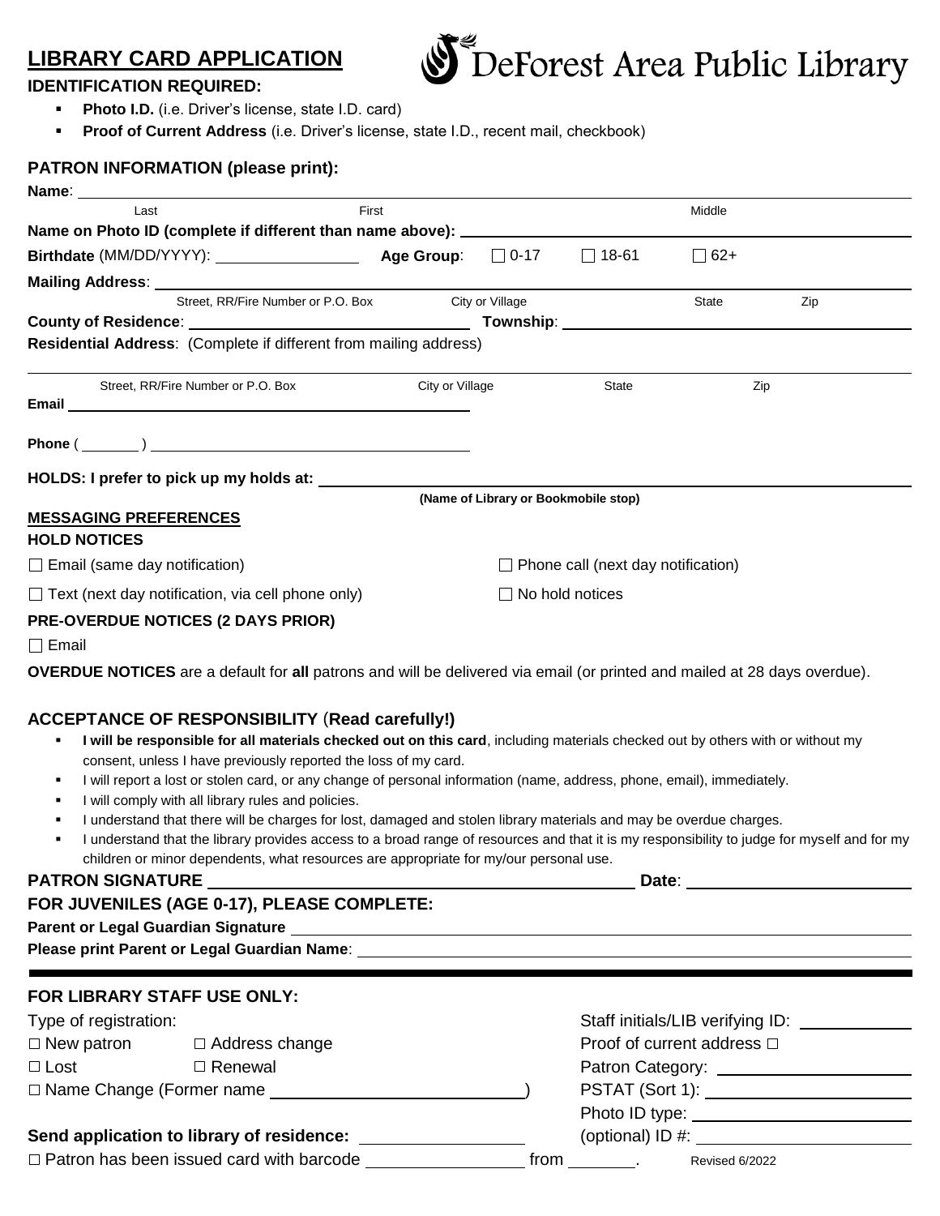# LIBRARY CARD APPLICATION

DeForest Area Public Library

**IDENTIFICATION REQUIRED:**

- **Photo I.D.** (i.e. Driver's license, state I.D. card)
- **Proof of Current Address** (i.e. Driver's license, state I.D., recent mail, checkbook)

## PATRON INFORMATION (please print):

**Name**: ____________________________________________
Last First Middle

**Name on Photo ID (complete if different than name above):** ____________________

**Birthdate** (MM/DD/YYYY): ______________ **Age Group**: ☐ 0-17 ☐ 18-61 ☐ 62+

**Mailing Address**: ____________________________________________
Street, RR/Fire Number or P.O. Box City or Village State Zip

**County of Residence**: ____________________ **Township**: ____________________

**Residential Address**: (Complete if different from mailing address)

____________________________________________
Street, RR/Fire Number or P.O. Box City or Village State Zip

**Email** ____________________

**Phone** ( _______ ) ____________________

**HOLDS: I prefer to pick up my holds at:** ____________________
**(Name of Library or Bookmobile stop)**

**MESSAGING PREFERENCES**

**HOLD NOTICES**

☐ Email (same day notification) ☐ Phone call (next day notification)

☐ Text (next day notification, via cell phone only) ☐ No hold notices

**PRE-OVERDUE NOTICES (2 DAYS PRIOR)**

☐ Email

**OVERDUE NOTICES** are a default for **all** patrons and will be delivered via email (or printed and mailed at 28 days overdue).

## ACCEPTANCE OF RESPONSIBILITY (Read carefully!)

- **I will be responsible for all materials checked out on this card**, including materials checked out by others with or without my consent, unless I have previously reported the loss of my card.
- I will report a lost or stolen card, or any change of personal information (name, address, phone, email), immediately.
- I will comply with all library rules and policies.
- I understand that there will be charges for lost, damaged and stolen library materials and may be overdue charges.
- I understand that the library provides access to a broad range of resources and that it is my responsibility to judge for myself and for my children or minor dependents, what resources are appropriate for my/our personal use.

**PATRON SIGNATURE** ____________________ **Date**: ____________

**FOR JUVENILES (AGE 0-17), PLEASE COMPLETE:**

**Parent or Legal Guardian Signature** ____________________

**Please print Parent or Legal Guardian Name**: ____________________

---

**FOR LIBRARY STAFF USE ONLY:**

Type of registration:

☐ New patron ☐ Address change

☐ Lost ☐ Renewal

☐ Name Change (Former name ____________________)

**Send application to library of residence:** ____________

☐ Patron has been issued card with barcode ____________ from ________.

Staff initials/LIB verifying ID: ________

Proof of current address ☐

Patron Category: ____________

PSTAT (Sort 1): ____________

Photo ID type: ____________

(optional) ID #: ____________

Revised 6/2022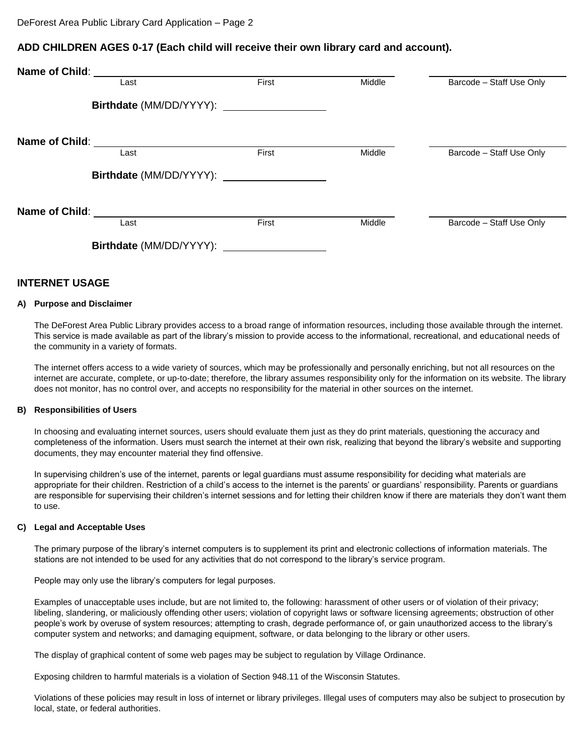## ADD CHILDREN AGES 0-17 (Each child will receive their own library card and account).

**Name of Child**: ______________________________________________ ____________________

Last First Middle Barcode – Staff Use Only

**Birthdate** (MM/DD/YYYY): ____________________

**Name of Child**: ______________________________________________ ____________________

Last First Middle Barcode – Staff Use Only

**Birthdate** (MM/DD/YYYY): ____________________

**Name of Child**: ______________________________________________ ____________________

Last First Middle Barcode – Staff Use Only

**Birthdate** (MM/DD/YYYY): ____________________

## INTERNET USAGE

### A) Purpose and Disclaimer

The DeForest Area Public Library provides access to a broad range of information resources, including those available through the internet. This service is made available as part of the library's mission to provide access to the informational, recreational, and educational needs of the community in a variety of formats.

The internet offers access to a wide variety of sources, which may be professionally and personally enriching, but not all resources on the internet are accurate, complete, or up-to-date; therefore, the library assumes responsibility only for the information on its website. The library does not monitor, has no control over, and accepts no responsibility for the material in other sources on the internet.

### B) Responsibilities of Users

In choosing and evaluating internet sources, users should evaluate them just as they do print materials, questioning the accuracy and completeness of the information. Users must search the internet at their own risk, realizing that beyond the library's website and supporting documents, they may encounter material they find offensive.

In supervising children's use of the internet, parents or legal guardians must assume responsibility for deciding what materials are appropriate for their children. Restriction of a child's access to the internet is the parents' or guardians' responsibility. Parents or guardians are responsible for supervising their children's internet sessions and for letting their children know if there are materials they don't want them to use.

### C) Legal and Acceptable Uses

The primary purpose of the library's internet computers is to supplement its print and electronic collections of information materials. The stations are not intended to be used for any activities that do not correspond to the library's service program.

People may only use the library's computers for legal purposes.

Examples of unacceptable uses include, but are not limited to, the following: harassment of other users or of violation of their privacy; libeling, slandering, or maliciously offending other users; violation of copyright laws or software licensing agreements; obstruction of other people's work by overuse of system resources; attempting to crash, degrade performance of, or gain unauthorized access to the library's computer system and networks; and damaging equipment, software, or data belonging to the library or other users.

The display of graphical content of some web pages may be subject to regulation by Village Ordinance.

Exposing children to harmful materials is a violation of Section 948.11 of the Wisconsin Statutes.

Violations of these policies may result in loss of internet or library privileges. Illegal uses of computers may also be subject to prosecution by local, state, or federal authorities.